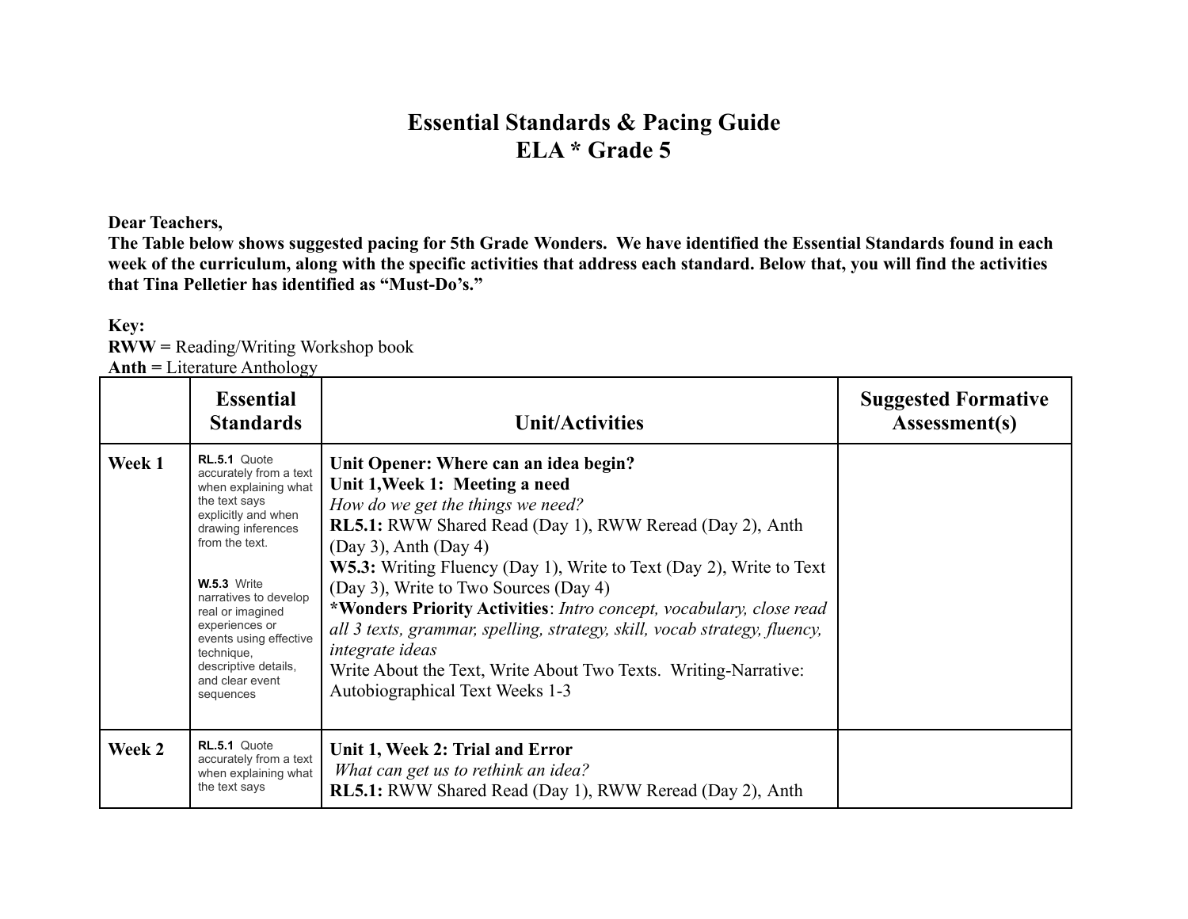# Essential Standards & Pacing Guide
## ELA * Grade 5

**Dear Teachers,**
**The Table below shows suggested pacing for 5th Grade Wonders. We have identified the Essential Standards found in each week of the curriculum, along with the specific activities that address each standard. Below that, you will find the activities that Tina Pelletier has identified as "Must-Do's."**

**Key:**
**RWW =** Reading/Writing Workshop book
**Anth =** Literature Anthology

| | Essential Standards | Unit/Activities | Suggested Formative Assessment(s) |
|---|---|---|---|
| **Week 1** | **RL.5.1** Quote accurately from a text when explaining what the text says explicitly and when drawing inferences from the text.<br><br>**W.5.3** Write narratives to develop real or imagined experiences or events using effective technique, descriptive details, and clear event sequences | **Unit Opener: Where can an idea begin?**<br>**Unit 1,Week 1: Meeting a need**<br>*How do we get the things we need?*<br>**RL5.1:** RWW Shared Read (Day 1), RWW Reread (Day 2), Anth (Day 3), Anth (Day 4)<br>**W5.3:** Writing Fluency (Day 1), Write to Text (Day 2), Write to Text (Day 3), Write to Two Sources (Day 4)<br>**\*Wonders Priority Activities**: *Intro concept, vocabulary, close read all 3 texts, grammar, spelling, strategy, skill, vocab strategy, fluency, integrate ideas*<br>Write About the Text, Write About Two Texts. Writing-Narrative: Autobiographical Text Weeks 1-3 | |
| **Week 2** | **RL.5.1** Quote accurately from a text when explaining what the text says | **Unit 1, Week 2: Trial and Error**<br>*What can get us to rethink an idea?*<br>**RL5.1:** RWW Shared Read (Day 1), RWW Reread (Day 2), Anth | |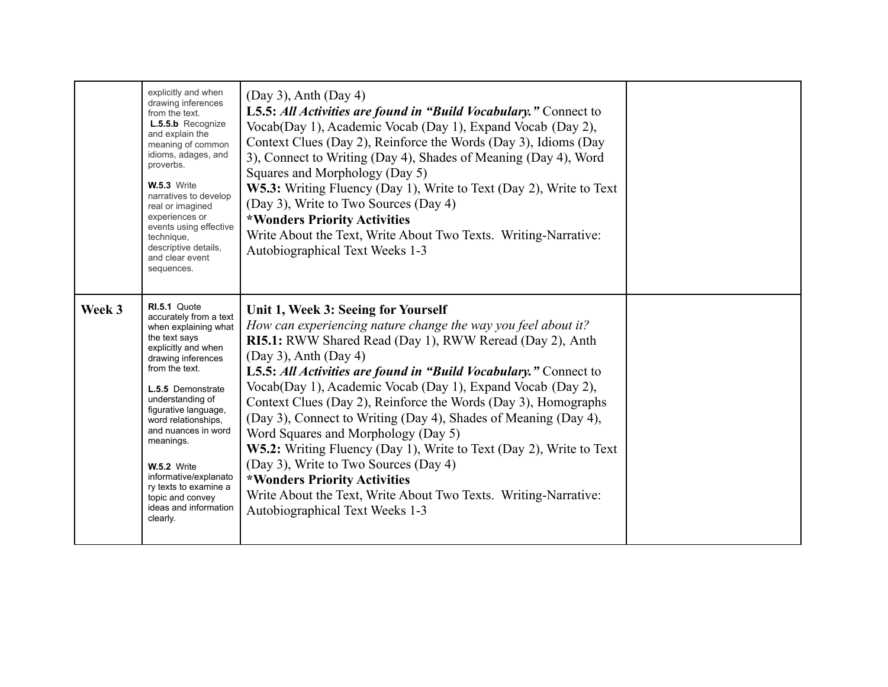| | | | |
|---|---|---|---|
| | explicitly and when drawing inferences from the text.<br>**L.5.5.b** Recognize and explain the meaning of common idioms, adages, and proverbs.<br><br>**W.5.3** Write narratives to develop real or imagined experiences or events using effective technique, descriptive details, and clear event sequences. | (Day 3), Anth (Day 4)<br>**L5.5:** ***All Activities are found in "Build Vocabulary."*** Connect to Vocab(Day 1), Academic Vocab (Day 1), Expand Vocab (Day 2), Context Clues (Day 2), Reinforce the Words (Day 3), Idioms (Day 3), Connect to Writing (Day 4), Shades of Meaning (Day 4), Word Squares and Morphology (Day 5)<br>**W5.3:** Writing Fluency (Day 1), Write to Text (Day 2), Write to Text (Day 3), Write to Two Sources (Day 4)<br>**\*Wonders Priority Activities**<br>Write About the Text, Write About Two Texts. Writing-Narrative: Autobiographical Text Weeks 1-3 | |
| **Week 3** | **RI.5.1** Quote accurately from a text when explaining what the text says explicitly and when drawing inferences from the text.<br><br>**L.5.5** Demonstrate understanding of figurative language, word relationships, and nuances in word meanings.<br><br>**W.5.2** Write informative/explanatory texts to examine a topic and convey ideas and information clearly. | **Unit 1, Week 3: Seeing for Yourself**<br>*How can experiencing nature change the way you feel about it?*<br>**RI5.1:** RWW Shared Read (Day 1), RWW Reread (Day 2), Anth (Day 3), Anth (Day 4)<br>**L5.5:** ***All Activities are found in "Build Vocabulary."*** Connect to Vocab(Day 1), Academic Vocab (Day 1), Expand Vocab (Day 2), Context Clues (Day 2), Reinforce the Words (Day 3), Homographs (Day 3), Connect to Writing (Day 4), Shades of Meaning (Day 4), Word Squares and Morphology (Day 5)<br>**W5.2:** Writing Fluency (Day 1), Write to Text (Day 2), Write to Text (Day 3), Write to Two Sources (Day 4)<br>**\*Wonders Priority Activities**<br>Write About the Text, Write About Two Texts. Writing-Narrative: Autobiographical Text Weeks 1-3 | |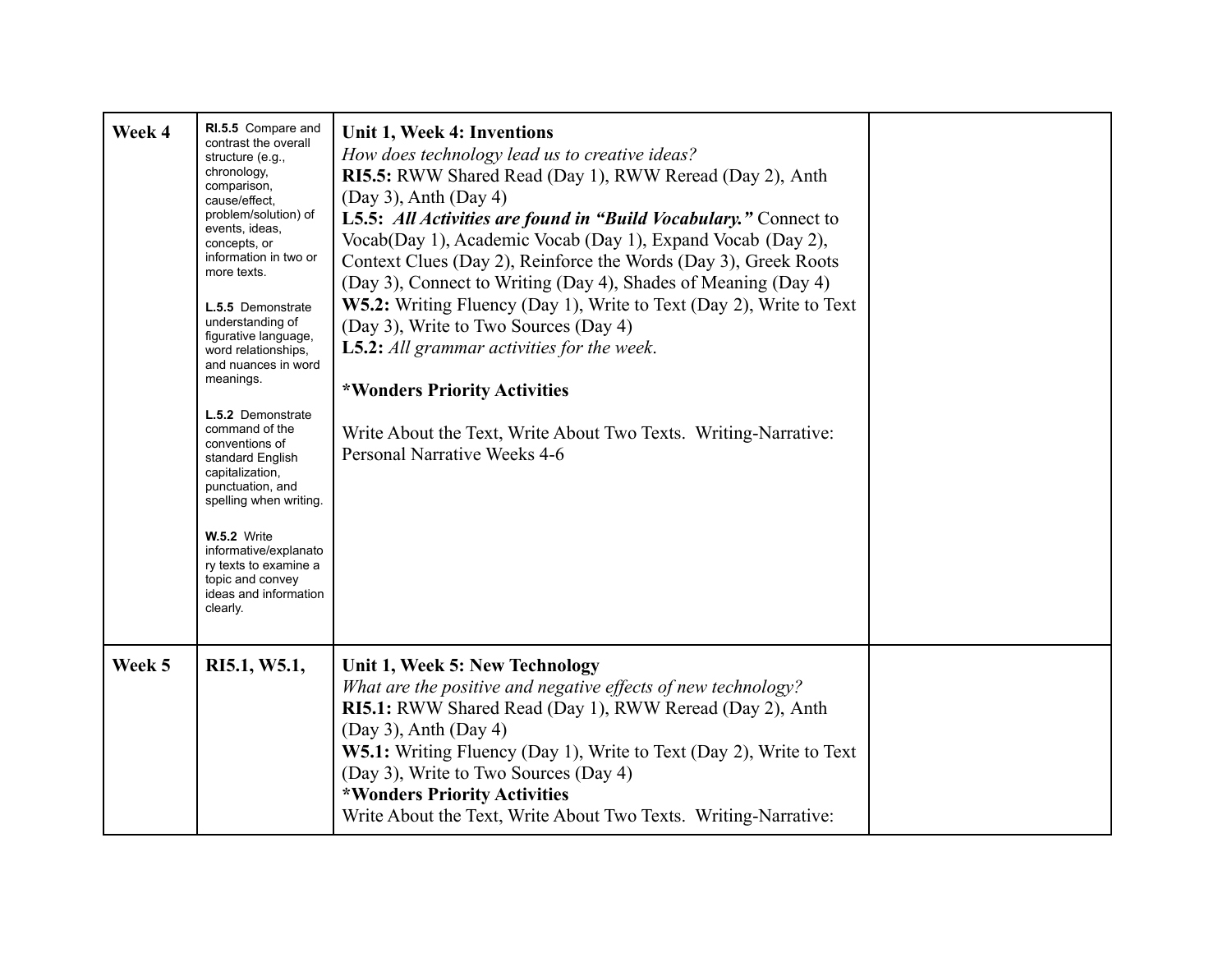| Week 4 | **RI.5.5** Compare and contrast the overall structure (e.g., chronology, comparison, cause/effect, problem/solution) of events, ideas, concepts, or information in two or more texts.<br><br>**L.5.5** Demonstrate understanding of figurative language, word relationships, and nuances in word meanings.<br><br>**L.5.2** Demonstrate command of the conventions of standard English capitalization, punctuation, and spelling when writing.<br><br>**W.5.2** Write informative/explanatory texts to examine a topic and convey ideas and information clearly. | **Unit 1, Week 4: Inventions**<br>*How does technology lead us to creative ideas?*<br>**RI5.5:** RWW Shared Read (Day 1), RWW Reread (Day 2), Anth (Day 3), Anth (Day 4)<br>**L5.5:** ***All Activities are found in "Build Vocabulary."*** Connect to Vocab(Day 1), Academic Vocab (Day 1), Expand Vocab (Day 2), Context Clues (Day 2), Reinforce the Words (Day 3), Greek Roots (Day 3), Connect to Writing (Day 4), Shades of Meaning (Day 4)<br>**W5.2:** Writing Fluency (Day 1), Write to Text (Day 2), Write to Text (Day 3), Write to Two Sources (Day 4)<br>**L5.2:** *All grammar activities for the week*.<br><br>**\*Wonders Priority Activities**<br><br>Write About the Text, Write About Two Texts. Writing-Narrative: Personal Narrative Weeks 4-6 | |
|---|---|---|---|
| **Week 5** | **RI5.1, W5.1,** | **Unit 1, Week 5: New Technology**<br>*What are the positive and negative effects of new technology?*<br>**RI5.1:** RWW Shared Read (Day 1), RWW Reread (Day 2), Anth (Day 3), Anth (Day 4)<br>**W5.1:** Writing Fluency (Day 1), Write to Text (Day 2), Write to Text (Day 3), Write to Two Sources (Day 4)<br>**\*Wonders Priority Activities**<br>Write About the Text, Write About Two Texts. Writing-Narrative: | |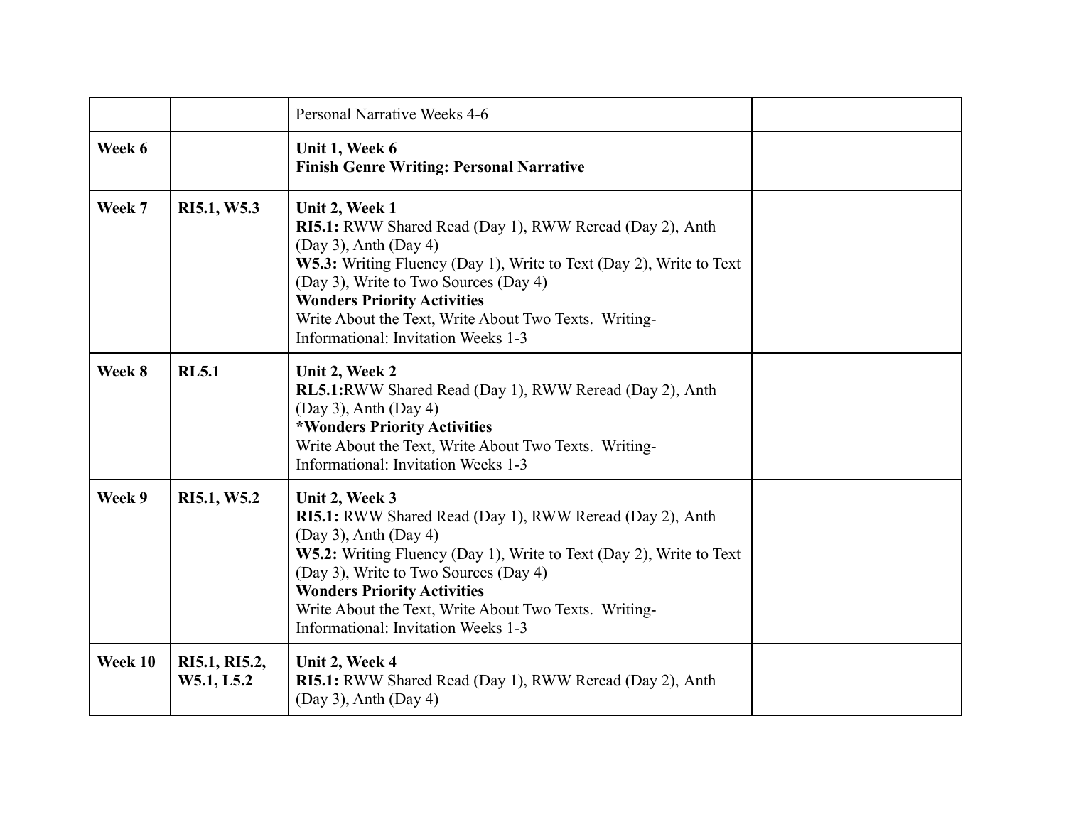|  |  |  |  |
|---|---|---|---|
|  |  | Personal Narrative Weeks 4-6 |  |
| **Week 6** |  | **Unit 1, Week 6**<br>**Finish Genre Writing: Personal Narrative** |  |
| **Week 7** | **RI5.1, W5.3** | **Unit 2, Week 1**<br>**RI5.1:** RWW Shared Read (Day 1), RWW Reread (Day 2), Anth (Day 3), Anth (Day 4)<br>**W5.3:** Writing Fluency (Day 1), Write to Text (Day 2), Write to Text (Day 3), Write to Two Sources (Day 4)<br>**Wonders Priority Activities**<br>Write About the Text, Write About Two Texts. Writing-Informational: Invitation Weeks 1-3 |  |
| **Week 8** | **RL5.1** | **Unit 2, Week 2**<br>**RL5.1:**RWW Shared Read (Day 1), RWW Reread (Day 2), Anth (Day 3), Anth (Day 4)<br>***Wonders Priority Activities**<br>Write About the Text, Write About Two Texts. Writing-Informational: Invitation Weeks 1-3 |  |
| **Week 9** | **RI5.1, W5.2** | **Unit 2, Week 3**<br>**RI5.1:** RWW Shared Read (Day 1), RWW Reread (Day 2), Anth (Day 3), Anth (Day 4)<br>**W5.2:** Writing Fluency (Day 1), Write to Text (Day 2), Write to Text (Day 3), Write to Two Sources (Day 4)<br>**Wonders Priority Activities**<br>Write About the Text, Write About Two Texts. Writing-Informational: Invitation Weeks 1-3 |  |
| **Week 10** | **RI5.1, RI5.2, W5.1, L5.2** | **Unit 2, Week 4**<br>**RI5.1:** RWW Shared Read (Day 1), RWW Reread (Day 2), Anth (Day 3), Anth (Day 4) |  |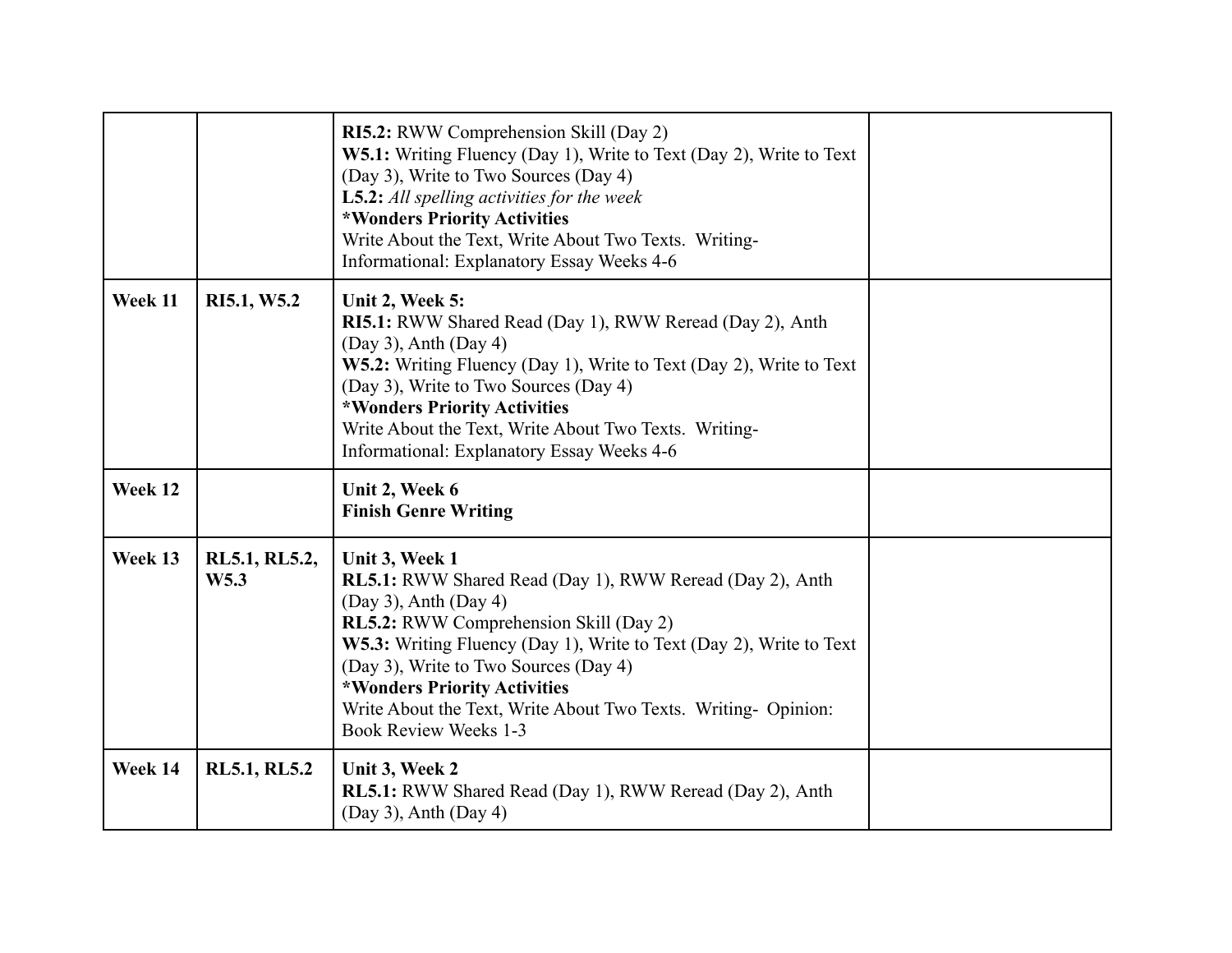| | | | |
|---|---|---|---|
| | | **RI5.2:** RWW Comprehension Skill (Day 2)<br>**W5.1:** Writing Fluency (Day 1), Write to Text (Day 2), Write to Text (Day 3), Write to Two Sources (Day 4)<br>**L5.2:** *All spelling activities for the week*<br>***Wonders Priority Activities**<br>Write About the Text, Write About Two Texts. Writing- Informational: Explanatory Essay Weeks 4-6 | |
| **Week 11** | **RI5.1, W5.2** | **Unit 2, Week 5:**<br>**RI5.1:** RWW Shared Read (Day 1), RWW Reread (Day 2), Anth (Day 3), Anth (Day 4)<br>**W5.2:** Writing Fluency (Day 1), Write to Text (Day 2), Write to Text (Day 3), Write to Two Sources (Day 4)<br>***Wonders Priority Activities**<br>Write About the Text, Write About Two Texts. Writing- Informational: Explanatory Essay Weeks 4-6 | |
| **Week 12** | | **Unit 2, Week 6**<br>**Finish Genre Writing** | |
| **Week 13** | **RL5.1, RL5.2, W5.3** | **Unit 3, Week 1**<br>**RL5.1:** RWW Shared Read (Day 1), RWW Reread (Day 2), Anth (Day 3), Anth (Day 4)<br>**RL5.2:** RWW Comprehension Skill (Day 2)<br>**W5.3:** Writing Fluency (Day 1), Write to Text (Day 2), Write to Text (Day 3), Write to Two Sources (Day 4)<br>***Wonders Priority Activities**<br>Write About the Text, Write About Two Texts. Writing- Opinion: Book Review Weeks 1-3 | |
| **Week 14** | **RL5.1, RL5.2** | **Unit 3, Week 2**<br>**RL5.1:** RWW Shared Read (Day 1), RWW Reread (Day 2), Anth (Day 3), Anth (Day 4) | |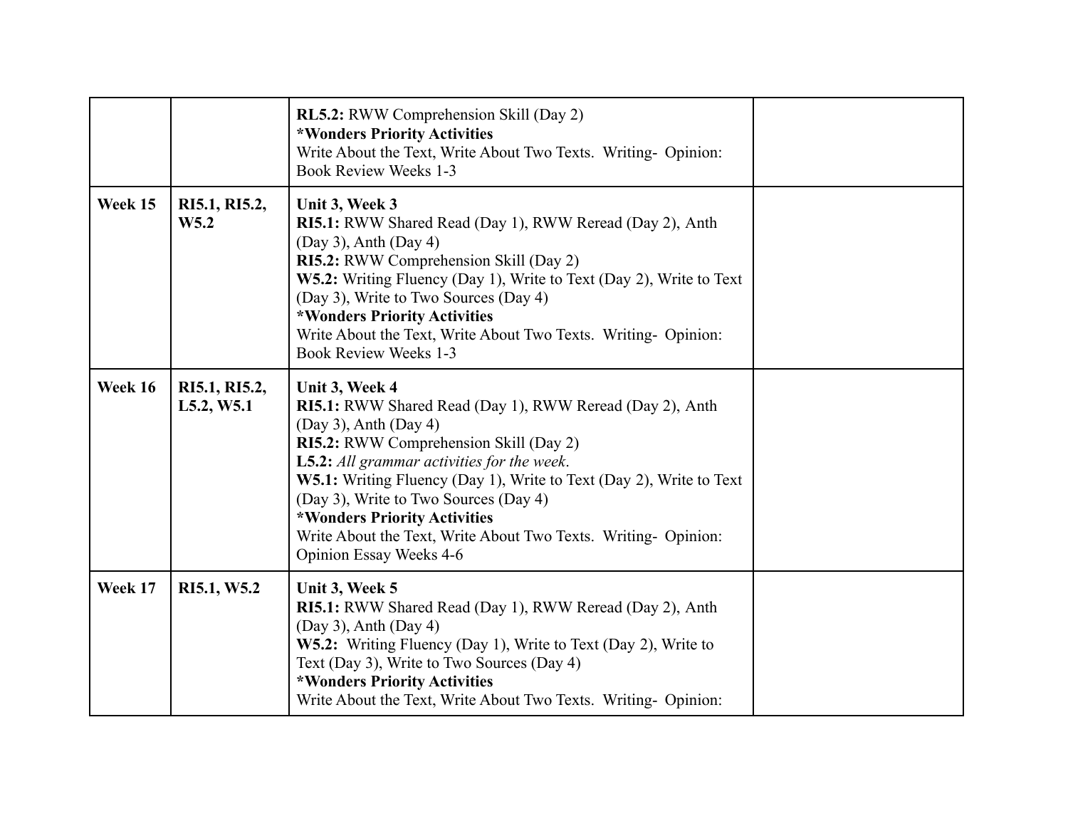| | | | |
|---|---|---|---|
| | | **RL5.2:** RWW Comprehension Skill (Day 2)<br>***Wonders Priority Activities**<br>Write About the Text, Write About Two Texts. Writing- Opinion: Book Review Weeks 1-3 | |
| **Week 15** | **RI5.1, RI5.2, W5.2** | **Unit 3, Week 3**<br>**RI5.1:** RWW Shared Read (Day 1), RWW Reread (Day 2), Anth (Day 3), Anth (Day 4)<br>**RI5.2:** RWW Comprehension Skill (Day 2)<br>**W5.2:** Writing Fluency (Day 1), Write to Text (Day 2), Write to Text (Day 3), Write to Two Sources (Day 4)<br>***Wonders Priority Activities**<br>Write About the Text, Write About Two Texts. Writing- Opinion: Book Review Weeks 1-3 | |
| **Week 16** | **RI5.1, RI5.2, L5.2, W5.1** | **Unit 3, Week 4**<br>**RI5.1:** RWW Shared Read (Day 1), RWW Reread (Day 2), Anth (Day 3), Anth (Day 4)<br>**RI5.2:** RWW Comprehension Skill (Day 2)<br>**L5.2:** *All grammar activities for the week*.<br>**W5.1:** Writing Fluency (Day 1), Write to Text (Day 2), Write to Text (Day 3), Write to Two Sources (Day 4)<br>***Wonders Priority Activities**<br>Write About the Text, Write About Two Texts. Writing- Opinion: Opinion Essay Weeks 4-6 | |
| **Week 17** | **RI5.1, W5.2** | **Unit 3, Week 5**<br>**RI5.1:** RWW Shared Read (Day 1), RWW Reread (Day 2), Anth (Day 3), Anth (Day 4)<br>**W5.2:** Writing Fluency (Day 1), Write to Text (Day 2), Write to Text (Day 3), Write to Two Sources (Day 4)<br>***Wonders Priority Activities**<br>Write About the Text, Write About Two Texts. Writing- Opinion: | |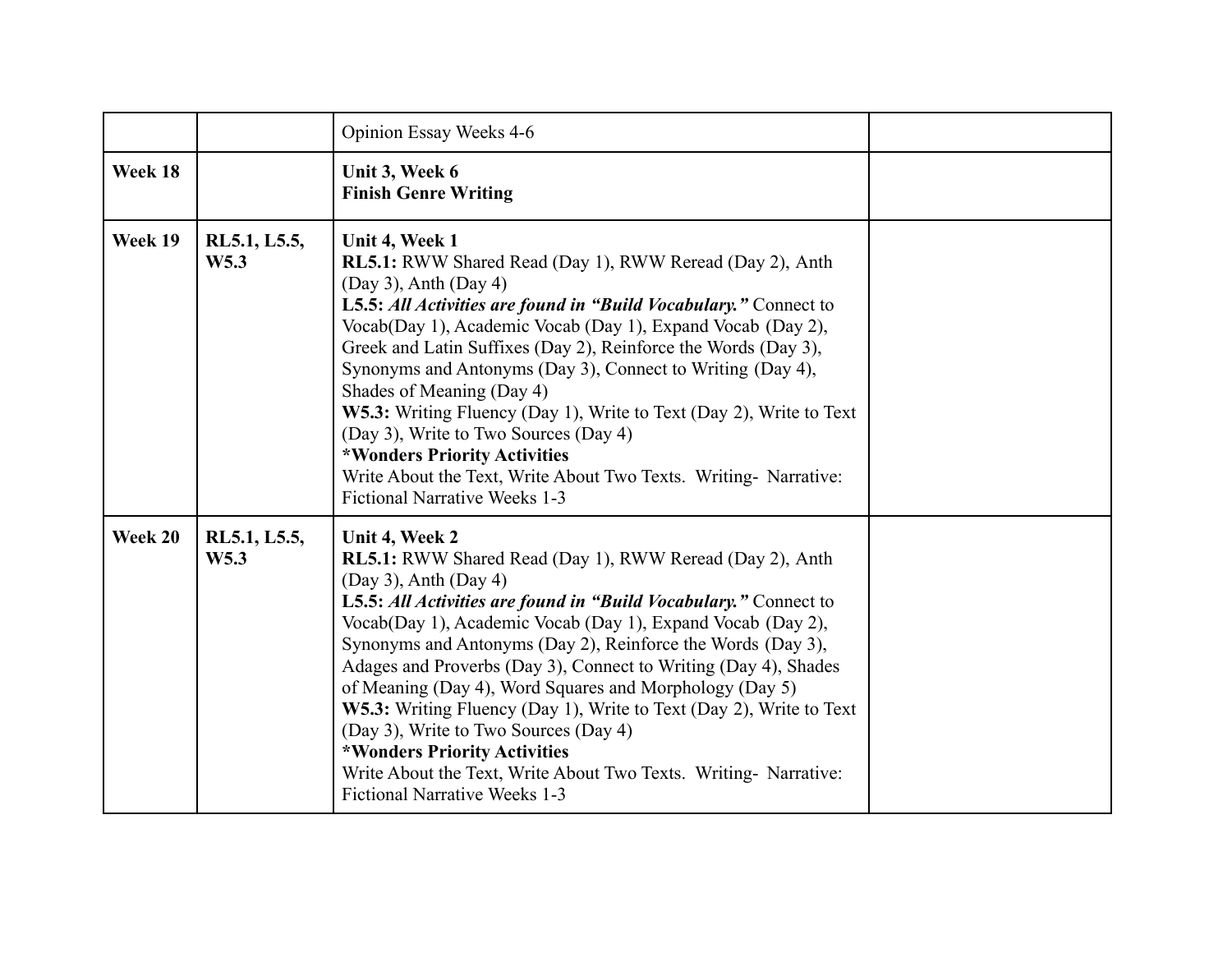| | | | |
|---|---|---|---|
| | | Opinion Essay Weeks 4-6 | |
| **Week 18** | | **Unit 3, Week 6**<br>**Finish Genre Writing** | |
| **Week 19** | **RL5.1, L5.5, W5.3** | **Unit 4, Week 1**<br>**RL5.1:** RWW Shared Read (Day 1), RWW Reread (Day 2), Anth (Day 3), Anth (Day 4)<br>**L5.5:** ***All Activities are found in "Build Vocabulary."*** Connect to Vocab(Day 1), Academic Vocab (Day 1), Expand Vocab (Day 2), Greek and Latin Suffixes (Day 2), Reinforce the Words (Day 3), Synonyms and Antonyms (Day 3), Connect to Writing (Day 4), Shades of Meaning (Day 4)<br>**W5.3:** Writing Fluency (Day 1), Write to Text (Day 2), Write to Text (Day 3), Write to Two Sources (Day 4)<br>**\*Wonders Priority Activities**<br>Write About the Text, Write About Two Texts. Writing- Narrative: Fictional Narrative Weeks 1-3 | |
| **Week 20** | **RL5.1, L5.5, W5.3** | **Unit 4, Week 2**<br>**RL5.1:** RWW Shared Read (Day 1), RWW Reread (Day 2), Anth (Day 3), Anth (Day 4)<br>**L5.5:** ***All Activities are found in "Build Vocabulary."*** Connect to Vocab(Day 1), Academic Vocab (Day 1), Expand Vocab (Day 2), Synonyms and Antonyms (Day 2), Reinforce the Words (Day 3), Adages and Proverbs (Day 3), Connect to Writing (Day 4), Shades of Meaning (Day 4), Word Squares and Morphology (Day 5)<br>**W5.3:** Writing Fluency (Day 1), Write to Text (Day 2), Write to Text (Day 3), Write to Two Sources (Day 4)<br>**\*Wonders Priority Activities**<br>Write About the Text, Write About Two Texts. Writing- Narrative: Fictional Narrative Weeks 1-3 | |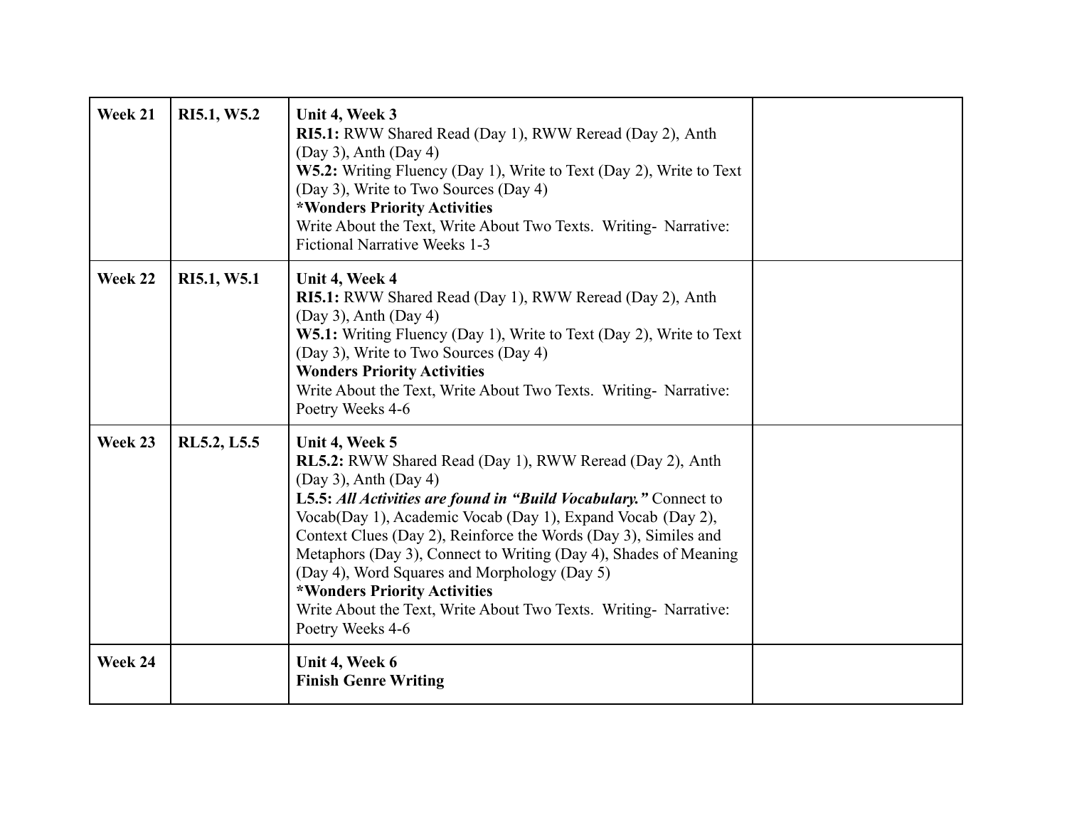| Week 21 | RI5.1, W5.2 | **Unit 4, Week 3**<br>**RI5.1:** RWW Shared Read (Day 1), RWW Reread (Day 2), Anth (Day 3), Anth (Day 4)<br>**W5.2:** Writing Fluency (Day 1), Write to Text (Day 2), Write to Text (Day 3), Write to Two Sources (Day 4)<br>***Wonders Priority Activities**<br>Write About the Text, Write About Two Texts. Writing- Narrative: Fictional Narrative Weeks 1-3 | |
|---|---|---|---|
| **Week 22** | **RI5.1, W5.1** | **Unit 4, Week 4**<br>**RI5.1:** RWW Shared Read (Day 1), RWW Reread (Day 2), Anth (Day 3), Anth (Day 4)<br>**W5.1:** Writing Fluency (Day 1), Write to Text (Day 2), Write to Text (Day 3), Write to Two Sources (Day 4)<br>**Wonders Priority Activities**<br>Write About the Text, Write About Two Texts. Writing- Narrative: Poetry Weeks 4-6 | |
| **Week 23** | **RL5.2, L5.5** | **Unit 4, Week 5**<br>**RL5.2:** RWW Shared Read (Day 1), RWW Reread (Day 2), Anth (Day 3), Anth (Day 4)<br>**L5.5:** ***All Activities are found in "Build Vocabulary."*** Connect to Vocab(Day 1), Academic Vocab (Day 1), Expand Vocab (Day 2), Context Clues (Day 2), Reinforce the Words (Day 3), Similes and Metaphors (Day 3), Connect to Writing (Day 4), Shades of Meaning (Day 4), Word Squares and Morphology (Day 5)<br>***Wonders Priority Activities**<br>Write About the Text, Write About Two Texts. Writing- Narrative: Poetry Weeks 4-6 | |
| **Week 24** | | **Unit 4, Week 6**<br>**Finish Genre Writing** | |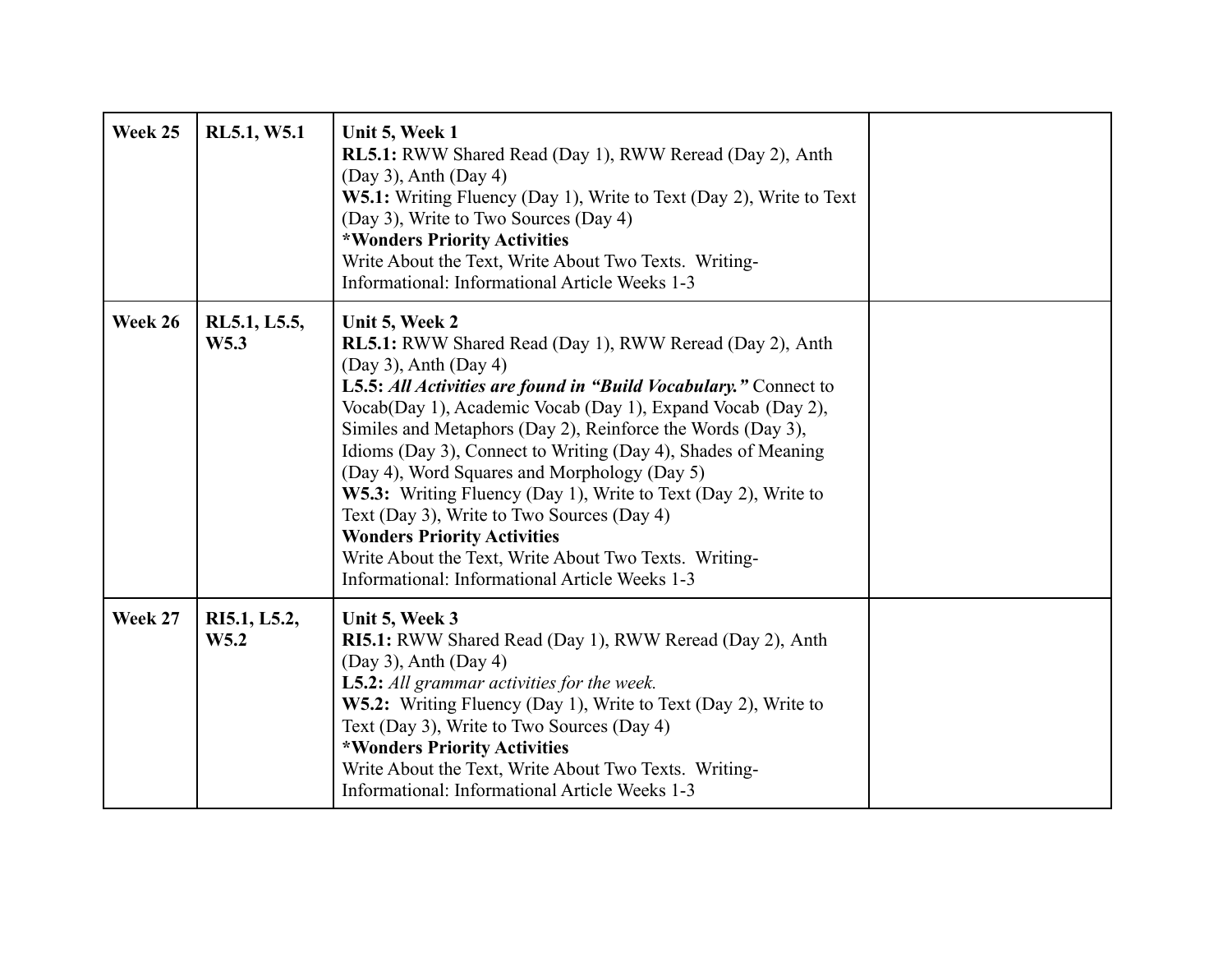| Week 25 | RL5.1, W5.1 | **Unit 5, Week 1**<br>**RL5.1:** RWW Shared Read (Day 1), RWW Reread (Day 2), Anth (Day 3), Anth (Day 4)<br>**W5.1:** Writing Fluency (Day 1), Write to Text (Day 2), Write to Text (Day 3), Write to Two Sources (Day 4)<br>***Wonders Priority Activities**<br>Write About the Text, Write About Two Texts. Writing- Informational: Informational Article Weeks 1-3 | |
|---|---|---|---|
| **Week 26** | **RL5.1, L5.5, W5.3** | **Unit 5, Week 2**<br>**RL5.1:** RWW Shared Read (Day 1), RWW Reread (Day 2), Anth (Day 3), Anth (Day 4)<br>**L5.5:** ***All Activities are found in "Build Vocabulary."*** Connect to Vocab(Day 1), Academic Vocab (Day 1), Expand Vocab (Day 2), Similes and Metaphors (Day 2), Reinforce the Words (Day 3), Idioms (Day 3), Connect to Writing (Day 4), Shades of Meaning (Day 4), Word Squares and Morphology (Day 5)<br>**W5.3:** Writing Fluency (Day 1), Write to Text (Day 2), Write to Text (Day 3), Write to Two Sources (Day 4)<br>**Wonders Priority Activities**<br>Write About the Text, Write About Two Texts. Writing- Informational: Informational Article Weeks 1-3 | |
| **Week 27** | **RI5.1, L5.2, W5.2** | **Unit 5, Week 3**<br>**RI5.1:** RWW Shared Read (Day 1), RWW Reread (Day 2), Anth (Day 3), Anth (Day 4)<br>**L5.2:** *All grammar activities for the week.*<br>**W5.2:** Writing Fluency (Day 1), Write to Text (Day 2), Write to Text (Day 3), Write to Two Sources (Day 4)<br>***Wonders Priority Activities**<br>Write About the Text, Write About Two Texts. Writing- Informational: Informational Article Weeks 1-3 | |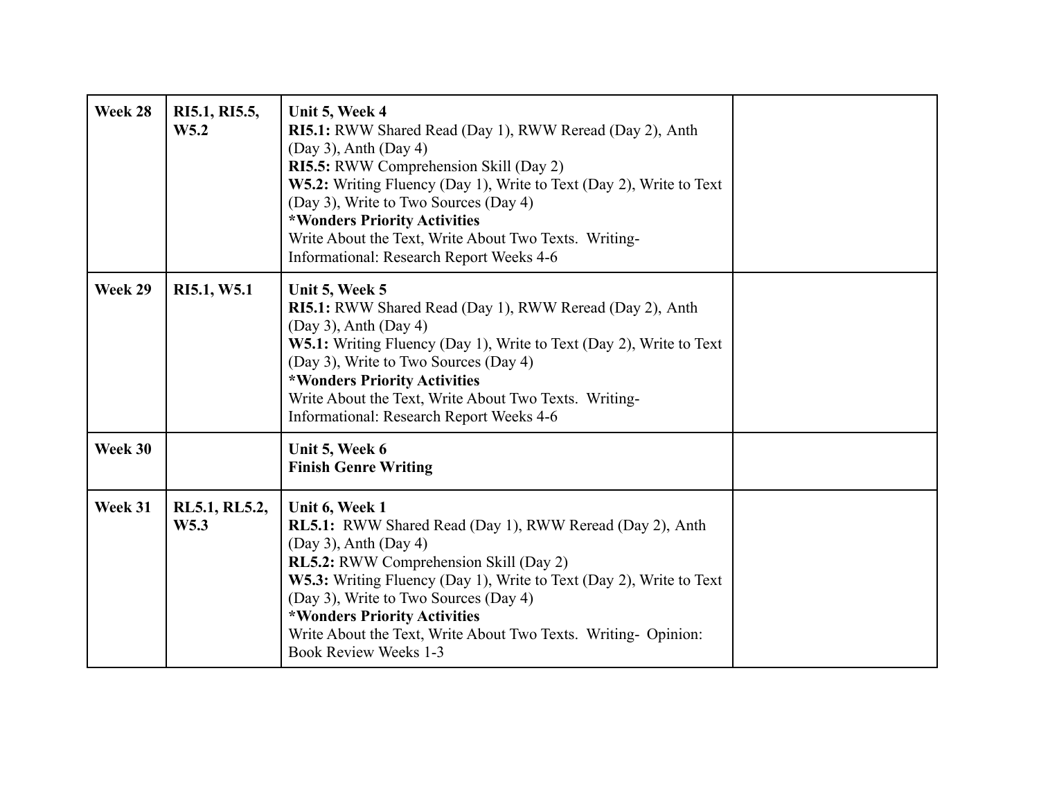| Week 28 | RI5.1, RI5.5, W5.2 | **Unit 5, Week 4**<br>**RI5.1:** RWW Shared Read (Day 1), RWW Reread (Day 2), Anth (Day 3), Anth (Day 4)<br>**RI5.5:** RWW Comprehension Skill (Day 2)<br>**W5.2:** Writing Fluency (Day 1), Write to Text (Day 2), Write to Text (Day 3), Write to Two Sources (Day 4)<br>***Wonders Priority Activities**<br>Write About the Text, Write About Two Texts. Writing- Informational: Research Report Weeks 4-6 | |
|---|---|---|---|
| **Week 29** | **RI5.1, W5.1** | **Unit 5, Week 5**<br>**RI5.1:** RWW Shared Read (Day 1), RWW Reread (Day 2), Anth (Day 3), Anth (Day 4)<br>**W5.1:** Writing Fluency (Day 1), Write to Text (Day 2), Write to Text (Day 3), Write to Two Sources (Day 4)<br>***Wonders Priority Activities**<br>Write About the Text, Write About Two Texts. Writing- Informational: Research Report Weeks 4-6 | |
| **Week 30** | | **Unit 5, Week 6**<br>**Finish Genre Writing** | |
| **Week 31** | **RL5.1, RL5.2, W5.3** | **Unit 6, Week 1**<br>**RL5.1:** RWW Shared Read (Day 1), RWW Reread (Day 2), Anth (Day 3), Anth (Day 4)<br>**RL5.2:** RWW Comprehension Skill (Day 2)<br>**W5.3:** Writing Fluency (Day 1), Write to Text (Day 2), Write to Text (Day 3), Write to Two Sources (Day 4)<br>***Wonders Priority Activities**<br>Write About the Text, Write About Two Texts. Writing- Opinion: Book Review Weeks 1-3 | |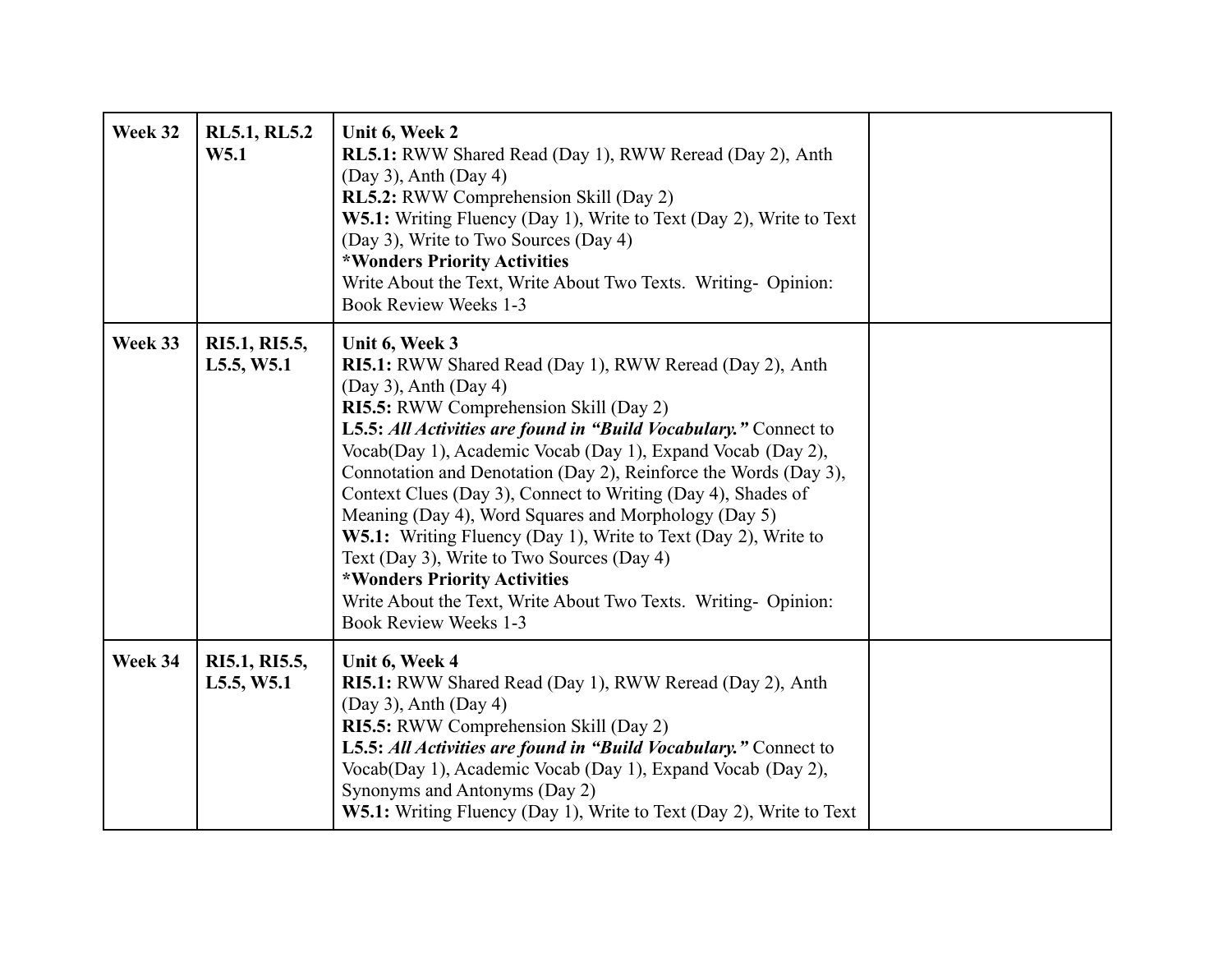| Week 32 | RL5.1, RL5.2 W5.1 | **Unit 6, Week 2**<br>**RL5.1:** RWW Shared Read (Day 1), RWW Reread (Day 2), Anth (Day 3), Anth (Day 4)<br>**RL5.2:** RWW Comprehension Skill (Day 2)<br>**W5.1:** Writing Fluency (Day 1), Write to Text (Day 2), Write to Text (Day 3), Write to Two Sources (Day 4)<br>***Wonders Priority Activities**<br>Write About the Text, Write About Two Texts. Writing- Opinion: Book Review Weeks 1-3 | |
|---|---|---|---|
| Week 33 | RI5.1, RI5.5, L5.5, W5.1 | **Unit 6, Week 3**<br>**RI5.1:** RWW Shared Read (Day 1), RWW Reread (Day 2), Anth (Day 3), Anth (Day 4)<br>**RI5.5:** RWW Comprehension Skill (Day 2)<br>**L5.5:** ***All Activities are found in "Build Vocabulary."*** Connect to Vocab(Day 1), Academic Vocab (Day 1), Expand Vocab (Day 2), Connotation and Denotation (Day 2), Reinforce the Words (Day 3), Context Clues (Day 3), Connect to Writing (Day 4), Shades of Meaning (Day 4), Word Squares and Morphology (Day 5)<br>**W5.1:** Writing Fluency (Day 1), Write to Text (Day 2), Write to Text (Day 3), Write to Two Sources (Day 4)<br>***Wonders Priority Activities**<br>Write About the Text, Write About Two Texts. Writing- Opinion: Book Review Weeks 1-3 | |
| Week 34 | RI5.1, RI5.5, L5.5, W5.1 | **Unit 6, Week 4**<br>**RI5.1:** RWW Shared Read (Day 1), RWW Reread (Day 2), Anth (Day 3), Anth (Day 4)<br>**RI5.5:** RWW Comprehension Skill (Day 2)<br>**L5.5:** ***All Activities are found in "Build Vocabulary."*** Connect to Vocab(Day 1), Academic Vocab (Day 1), Expand Vocab (Day 2), Synonyms and Antonyms (Day 2)<br>**W5.1:** Writing Fluency (Day 1), Write to Text (Day 2), Write to Text | |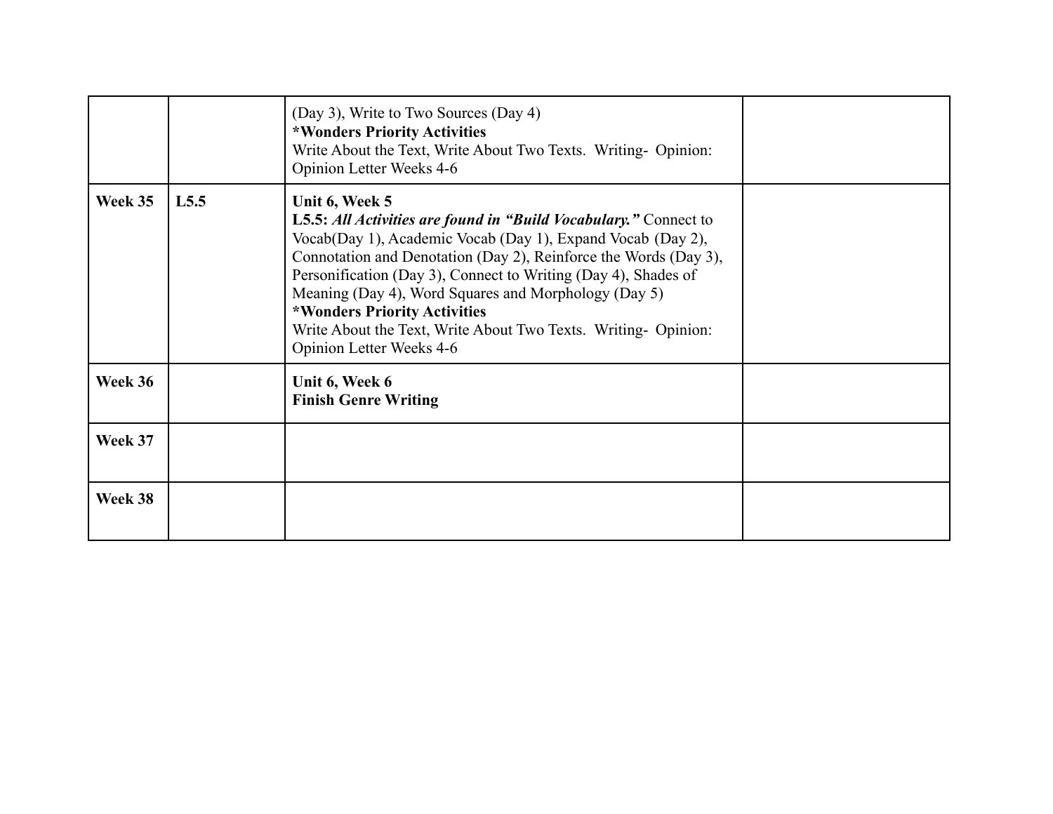| | | | |
|---|---|---|---|
| | | (Day 3), Write to Two Sources (Day 4)<br>**\*Wonders Priority Activities**<br>Write About the Text, Write About Two Texts. Writing- Opinion: Opinion Letter Weeks 4-6 | |
| **Week 35** | **L5.5** | **Unit 6, Week 5**<br>**L5.5:** ***All Activities are found in "Build Vocabulary."*** Connect to Vocab(Day 1), Academic Vocab (Day 1), Expand Vocab (Day 2), Connotation and Denotation (Day 2), Reinforce the Words (Day 3), Personification (Day 3), Connect to Writing (Day 4), Shades of Meaning (Day 4), Word Squares and Morphology (Day 5)<br>**\*Wonders Priority Activities**<br>Write About the Text, Write About Two Texts. Writing- Opinion: Opinion Letter Weeks 4-6 | |
| **Week 36** | | **Unit 6, Week 6**<br>**Finish Genre Writing** | |
| **Week 37** | | | |
| **Week 38** | | | |